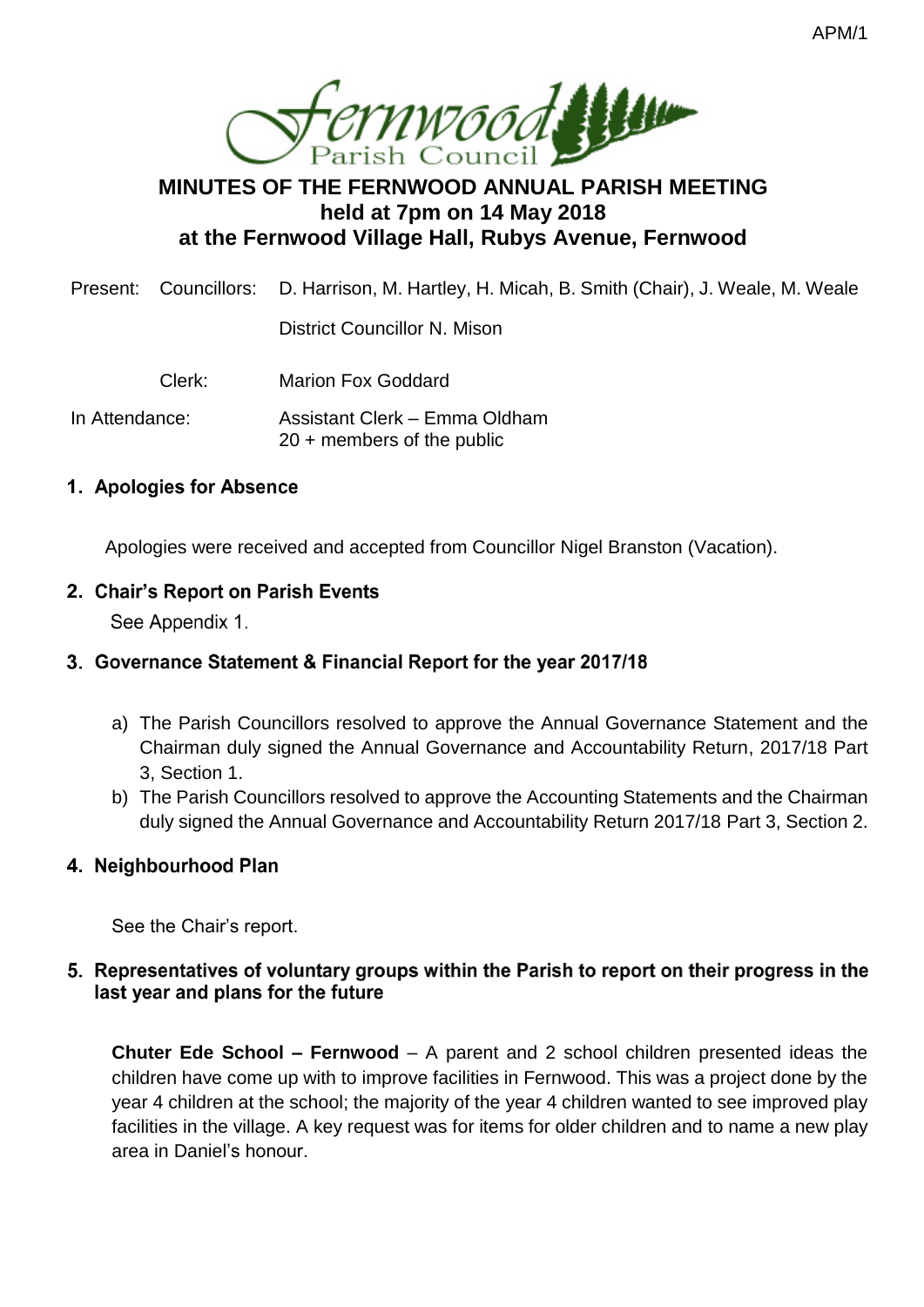APM/1

# MINUTES OF THE FERNWOOD ANNUAL PARISH MEETING held at 7pm on 14 May 2018 at the Fernwood Village Hall, Rubys Avenue, Fernwood

| | | |
|---|---|---|
| Present: | Councillors: | D. Harrison, M. Hartley, H. Micah, B. Smith (Chair), J. Weale, M. Weale |
| | | District Councillor N. Mison |
| | Clerk: | Marion Fox Goddard |
| In Attendance: | | Assistant Clerk – Emma Oldham<br>20 + members of the public |

## 1. Apologies for Absence

Apologies were received and accepted from Councillor Nigel Branston (Vacation).

## 2. Chair's Report on Parish Events

See Appendix 1.

## 3. Governance Statement & Financial Report for the year 2017/18

a) The Parish Councillors resolved to approve the Annual Governance Statement and the Chairman duly signed the Annual Governance and Accountability Return, 2017/18 Part 3, Section 1.

b) The Parish Councillors resolved to approve the Accounting Statements and the Chairman duly signed the Annual Governance and Accountability Return 2017/18 Part 3, Section 2.

## 4. Neighbourhood Plan

See the Chair's report.

## 5. Representatives of voluntary groups within the Parish to report on their progress in the last year and plans for the future

**Chuter Ede School – Fernwood** – A parent and 2 school children presented ideas the children have come up with to improve facilities in Fernwood. This was a project done by the year 4 children at the school; the majority of the year 4 children wanted to see improved play facilities in the village. A key request was for items for older children and to name a new play area in Daniel's honour.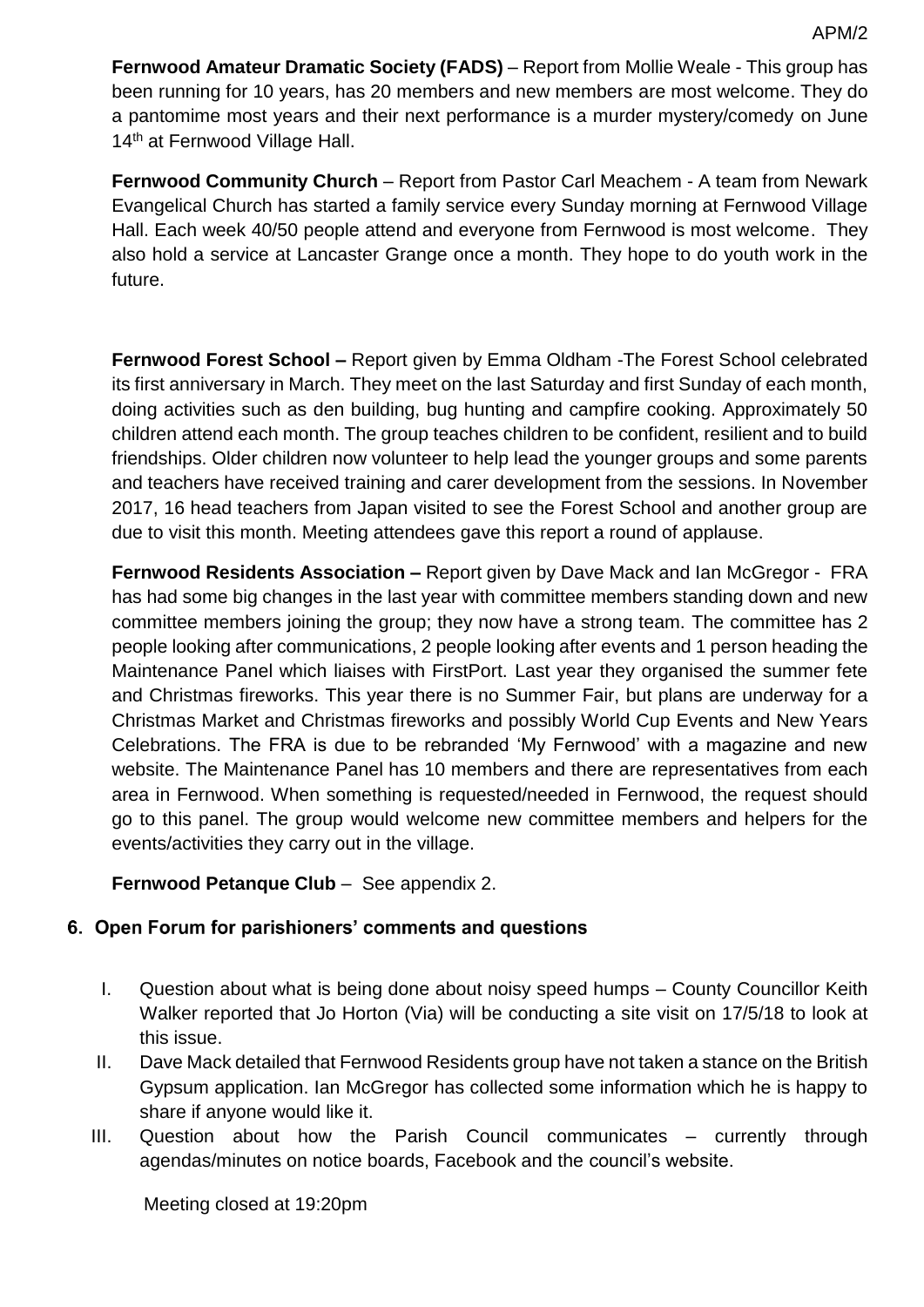**Fernwood Amateur Dramatic Society (FADS)** – Report from Mollie Weale - This group has been running for 10 years, has 20 members and new members are most welcome. They do a pantomime most years and their next performance is a murder mystery/comedy on June 14th at Fernwood Village Hall.

**Fernwood Community Church** – Report from Pastor Carl Meachem - A team from Newark Evangelical Church has started a family service every Sunday morning at Fernwood Village Hall. Each week 40/50 people attend and everyone from Fernwood is most welcome. They also hold a service at Lancaster Grange once a month. They hope to do youth work in the future.

**Fernwood Forest School –** Report given by Emma Oldham -The Forest School celebrated its first anniversary in March. They meet on the last Saturday and first Sunday of each month, doing activities such as den building, bug hunting and campfire cooking. Approximately 50 children attend each month. The group teaches children to be confident, resilient and to build friendships. Older children now volunteer to help lead the younger groups and some parents and teachers have received training and carer development from the sessions. In November 2017, 16 head teachers from Japan visited to see the Forest School and another group are due to visit this month. Meeting attendees gave this report a round of applause.

**Fernwood Residents Association –** Report given by Dave Mack and Ian McGregor - FRA has had some big changes in the last year with committee members standing down and new committee members joining the group; they now have a strong team. The committee has 2 people looking after communications, 2 people looking after events and 1 person heading the Maintenance Panel which liaises with FirstPort. Last year they organised the summer fete and Christmas fireworks. This year there is no Summer Fair, but plans are underway for a Christmas Market and Christmas fireworks and possibly World Cup Events and New Years Celebrations. The FRA is due to be rebranded 'My Fernwood' with a magazine and new website. The Maintenance Panel has 10 members and there are representatives from each area in Fernwood. When something is requested/needed in Fernwood, the request should go to this panel. The group would welcome new committee members and helpers for the events/activities they carry out in the village.

**Fernwood Petanque Club** – See appendix 2.

## 6. Open Forum for parishioners' comments and questions

I. Question about what is being done about noisy speed humps – County Councillor Keith Walker reported that Jo Horton (Via) will be conducting a site visit on 17/5/18 to look at this issue.

II. Dave Mack detailed that Fernwood Residents group have not taken a stance on the British Gypsum application. Ian McGregor has collected some information which he is happy to share if anyone would like it.

III. Question about how the Parish Council communicates – currently through agendas/minutes on notice boards, Facebook and the council's website.

Meeting closed at 19:20pm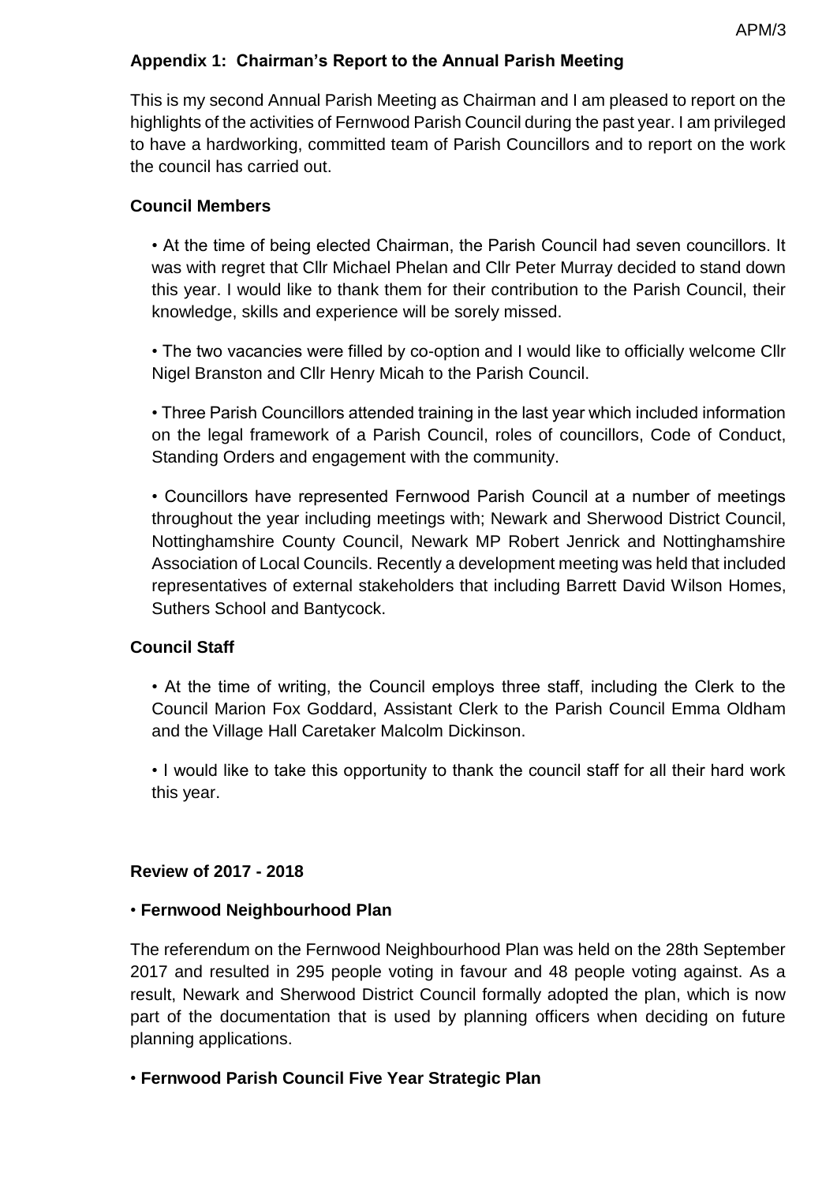## Appendix 1: Chairman's Report to the Annual Parish Meeting

This is my second Annual Parish Meeting as Chairman and I am pleased to report on the highlights of the activities of Fernwood Parish Council during the past year. I am privileged to have a hardworking, committed team of Parish Councillors and to report on the work the council has carried out.

### Council Members

- At the time of being elected Chairman, the Parish Council had seven councillors. It was with regret that Cllr Michael Phelan and Cllr Peter Murray decided to stand down this year. I would like to thank them for their contribution to the Parish Council, their knowledge, skills and experience will be sorely missed.

- The two vacancies were filled by co-option and I would like to officially welcome Cllr Nigel Branston and Cllr Henry Micah to the Parish Council.

- Three Parish Councillors attended training in the last year which included information on the legal framework of a Parish Council, roles of councillors, Code of Conduct, Standing Orders and engagement with the community.

- Councillors have represented Fernwood Parish Council at a number of meetings throughout the year including meetings with; Newark and Sherwood District Council, Nottinghamshire County Council, Newark MP Robert Jenrick and Nottinghamshire Association of Local Councils. Recently a development meeting was held that included representatives of external stakeholders that including Barrett David Wilson Homes, Suthers School and Bantycock.

### Council Staff

- At the time of writing, the Council employs three staff, including the Clerk to the Council Marion Fox Goddard, Assistant Clerk to the Parish Council Emma Oldham and the Village Hall Caretaker Malcolm Dickinson.

- I would like to take this opportunity to thank the council staff for all their hard work this year.

### Review of 2017 - 2018

- **Fernwood Neighbourhood Plan**

The referendum on the Fernwood Neighbourhood Plan was held on the 28th September 2017 and resulted in 295 people voting in favour and 48 people voting against. As a result, Newark and Sherwood District Council formally adopted the plan, which is now part of the documentation that is used by planning officers when deciding on future planning applications.

- **Fernwood Parish Council Five Year Strategic Plan**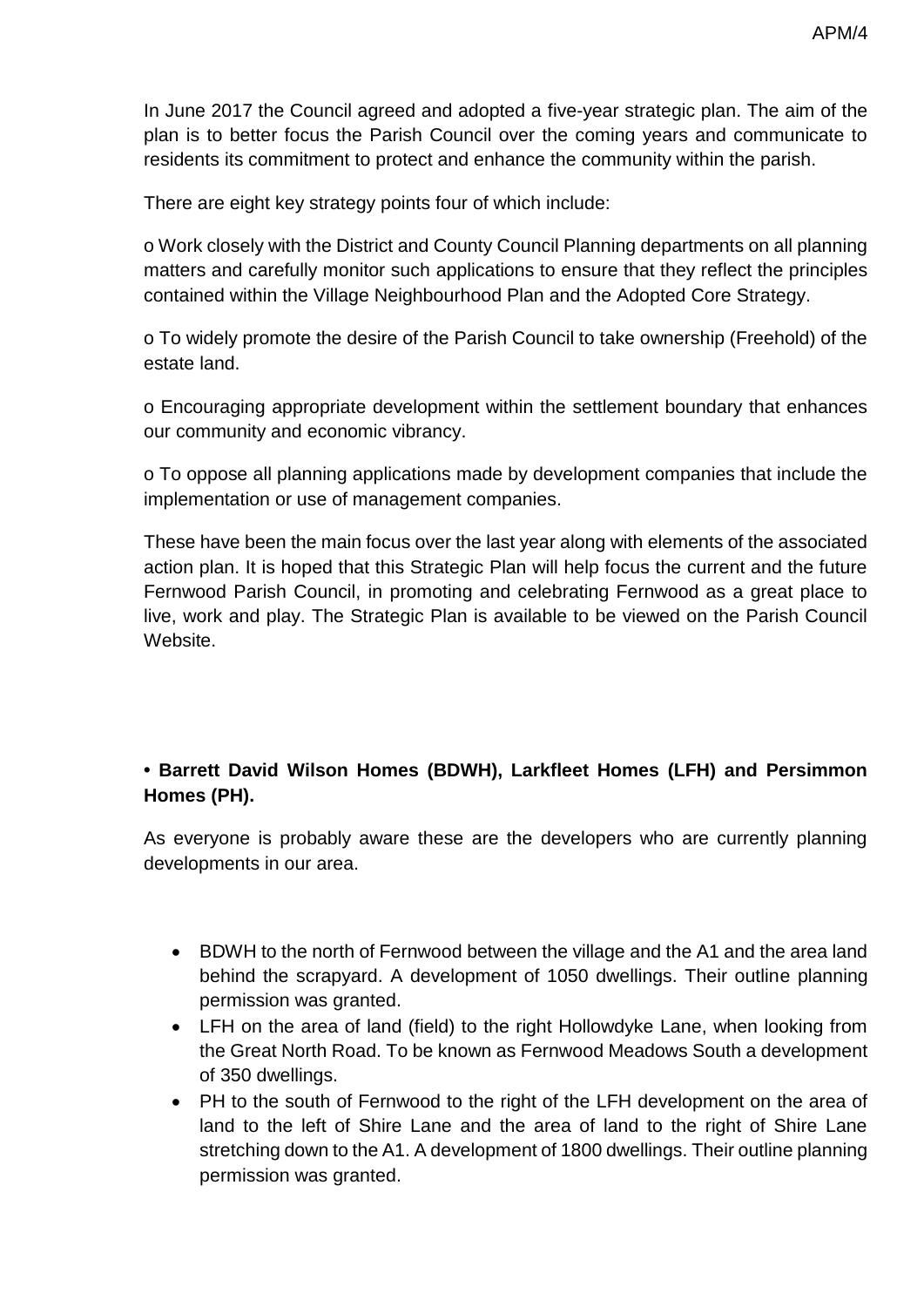In June 2017 the Council agreed and adopted a five-year strategic plan. The aim of the plan is to better focus the Parish Council over the coming years and communicate to residents its commitment to protect and enhance the community within the parish.

There are eight key strategy points four of which include:

o Work closely with the District and County Council Planning departments on all planning matters and carefully monitor such applications to ensure that they reflect the principles contained within the Village Neighbourhood Plan and the Adopted Core Strategy.

o To widely promote the desire of the Parish Council to take ownership (Freehold) of the estate land.

o Encouraging appropriate development within the settlement boundary that enhances our community and economic vibrancy.

o To oppose all planning applications made by development companies that include the implementation or use of management companies.

These have been the main focus over the last year along with elements of the associated action plan. It is hoped that this Strategic Plan will help focus the current and the future Fernwood Parish Council, in promoting and celebrating Fernwood as a great place to live, work and play. The Strategic Plan is available to be viewed on the Parish Council Website.

**• Barrett David Wilson Homes (BDWH), Larkfleet Homes (LFH) and Persimmon Homes (PH).**

As everyone is probably aware these are the developers who are currently planning developments in our area.

- BDWH to the north of Fernwood between the village and the A1 and the area land behind the scrapyard. A development of 1050 dwellings. Their outline planning permission was granted.
- LFH on the area of land (field) to the right Hollowdyke Lane, when looking from the Great North Road. To be known as Fernwood Meadows South a development of 350 dwellings.
- PH to the south of Fernwood to the right of the LFH development on the area of land to the left of Shire Lane and the area of land to the right of Shire Lane stretching down to the A1. A development of 1800 dwellings. Their outline planning permission was granted.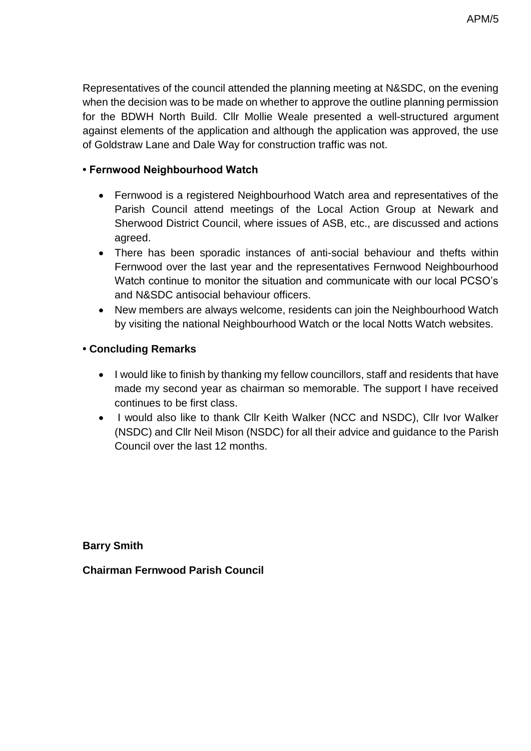Representatives of the council attended the planning meeting at N&SDC, on the evening when the decision was to be made on whether to approve the outline planning permission for the BDWH North Build. Cllr Mollie Weale presented a well-structured argument against elements of the application and although the application was approved, the use of Goldstraw Lane and Dale Way for construction traffic was not.

**• Fernwood Neighbourhood Watch**

- Fernwood is a registered Neighbourhood Watch area and representatives of the Parish Council attend meetings of the Local Action Group at Newark and Sherwood District Council, where issues of ASB, etc., are discussed and actions agreed.
- There has been sporadic instances of anti-social behaviour and thefts within Fernwood over the last year and the representatives Fernwood Neighbourhood Watch continue to monitor the situation and communicate with our local PCSO's and N&SDC antisocial behaviour officers.
- New members are always welcome, residents can join the Neighbourhood Watch by visiting the national Neighbourhood Watch or the local Notts Watch websites.

**• Concluding Remarks**

- I would like to finish by thanking my fellow councillors, staff and residents that have made my second year as chairman so memorable. The support I have received continues to be first class.
- I would also like to thank Cllr Keith Walker (NCC and NSDC), Cllr Ivor Walker (NSDC) and Cllr Neil Mison (NSDC) for all their advice and guidance to the Parish Council over the last 12 months.

**Barry Smith**

**Chairman Fernwood Parish Council**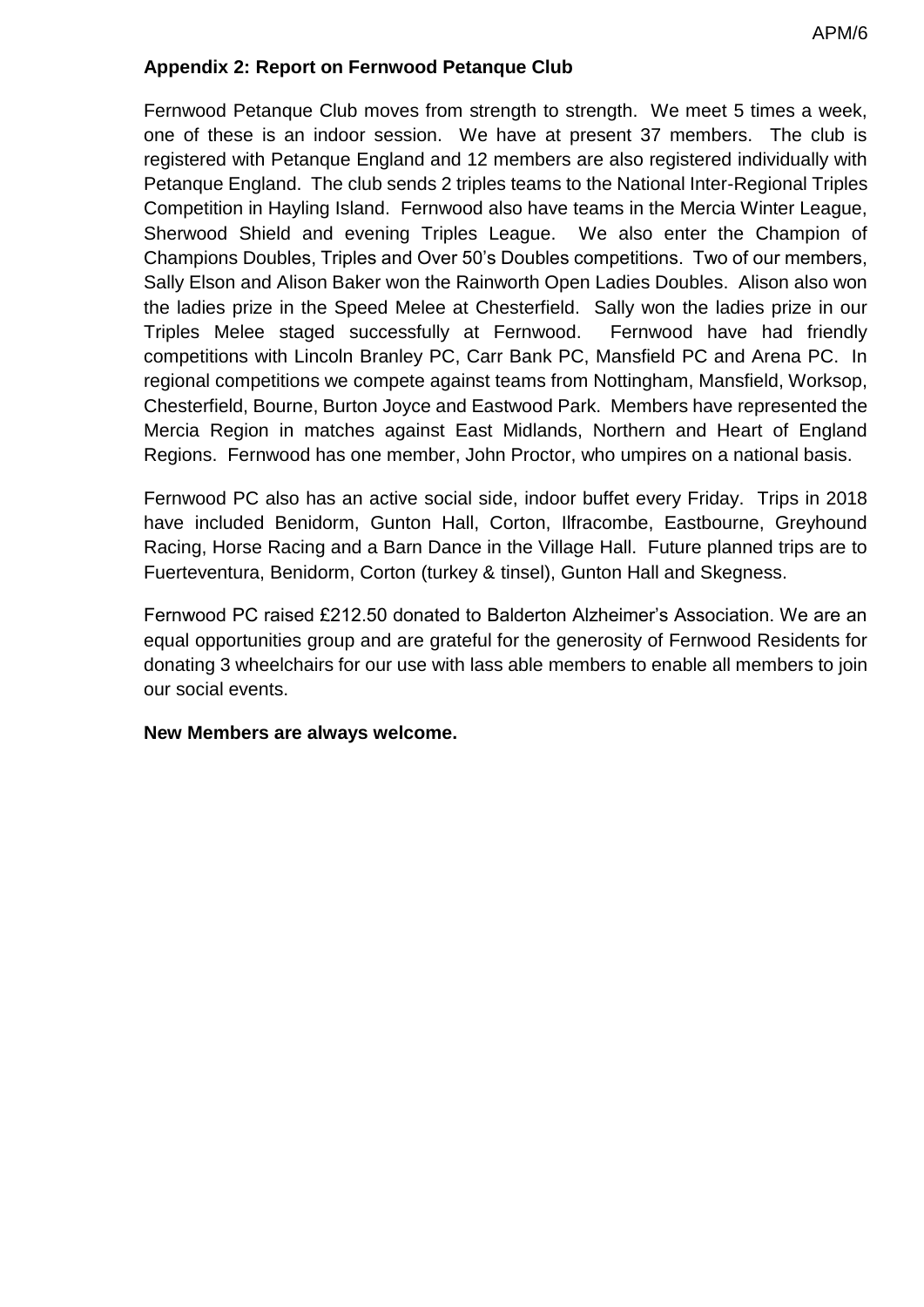**Appendix 2: Report on Fernwood Petanque Club**

Fernwood Petanque Club moves from strength to strength. We meet 5 times a week, one of these is an indoor session. We have at present 37 members. The club is registered with Petanque England and 12 members are also registered individually with Petanque England. The club sends 2 triples teams to the National Inter-Regional Triples Competition in Hayling Island. Fernwood also have teams in the Mercia Winter League, Sherwood Shield and evening Triples League. We also enter the Champion of Champions Doubles, Triples and Over 50's Doubles competitions. Two of our members, Sally Elson and Alison Baker won the Rainworth Open Ladies Doubles. Alison also won the ladies prize in the Speed Melee at Chesterfield. Sally won the ladies prize in our Triples Melee staged successfully at Fernwood. Fernwood have had friendly competitions with Lincoln Branley PC, Carr Bank PC, Mansfield PC and Arena PC. In regional competitions we compete against teams from Nottingham, Mansfield, Worksop, Chesterfield, Bourne, Burton Joyce and Eastwood Park. Members have represented the Mercia Region in matches against East Midlands, Northern and Heart of England Regions. Fernwood has one member, John Proctor, who umpires on a national basis.

Fernwood PC also has an active social side, indoor buffet every Friday. Trips in 2018 have included Benidorm, Gunton Hall, Corton, Ilfracombe, Eastbourne, Greyhound Racing, Horse Racing and a Barn Dance in the Village Hall. Future planned trips are to Fuerteventura, Benidorm, Corton (turkey & tinsel), Gunton Hall and Skegness.

Fernwood PC raised £212.50 donated to Balderton Alzheimer's Association. We are an equal opportunities group and are grateful for the generosity of Fernwood Residents for donating 3 wheelchairs for our use with lass able members to enable all members to join our social events.

**New Members are always welcome.**